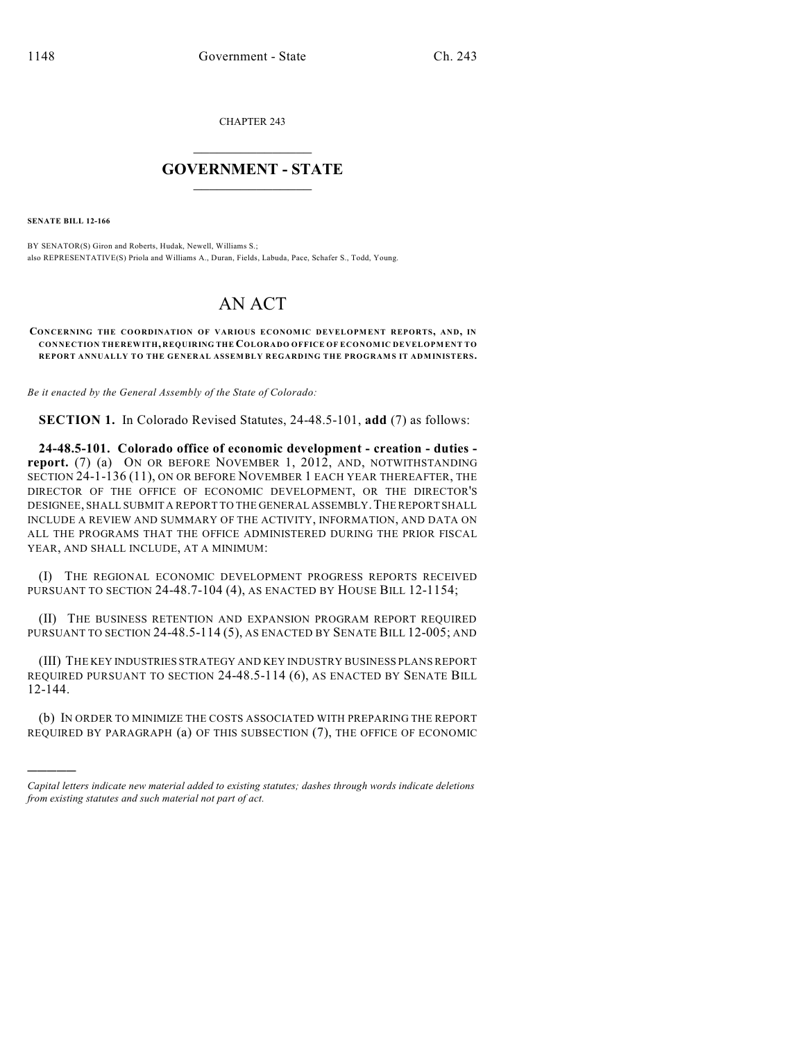CHAPTER 243

# GOVERNMENT - STATE

**SENATE BILL 12-166**

BY SENATOR(S) Giron and Roberts, Hudak, Newell, Williams S.;
also REPRESENTATIVE(S) Priola and Williams A., Duran, Fields, Labuda, Pace, Schafer S., Todd, Young.

# AN ACT

**CONCERNING THE COORDINATION OF VARIOUS ECONOMIC DEVELOPMENT REPORTS, AND, IN CONNECTION THEREWITH, REQUIRING THE COLORADO OFFICE OF ECONOMIC DEVELOPMENT TO REPORT ANNUALLY TO THE GENERAL ASSEMBLY REGARDING THE PROGRAMS IT ADMINISTERS.**

*Be it enacted by the General Assembly of the State of Colorado:*

**SECTION 1.** In Colorado Revised Statutes, 24-48.5-101, **add** (7) as follows:

**24-48.5-101. Colorado office of economic development - creation - duties - report.** (7) (a) ON OR BEFORE NOVEMBER 1, 2012, AND, NOTWITHSTANDING SECTION 24-1-136 (11), ON OR BEFORE NOVEMBER 1 EACH YEAR THEREAFTER, THE DIRECTOR OF THE OFFICE OF ECONOMIC DEVELOPMENT, OR THE DIRECTOR'S DESIGNEE, SHALL SUBMIT A REPORT TO THE GENERAL ASSEMBLY. THE REPORT SHALL INCLUDE A REVIEW AND SUMMARY OF THE ACTIVITY, INFORMATION, AND DATA ON ALL THE PROGRAMS THAT THE OFFICE ADMINISTERED DURING THE PRIOR FISCAL YEAR, AND SHALL INCLUDE, AT A MINIMUM:

(I) THE REGIONAL ECONOMIC DEVELOPMENT PROGRESS REPORTS RECEIVED PURSUANT TO SECTION 24-48.7-104 (4), AS ENACTED BY HOUSE BILL 12-1154;

(II) THE BUSINESS RETENTION AND EXPANSION PROGRAM REPORT REQUIRED PURSUANT TO SECTION 24-48.5-114 (5), AS ENACTED BY SENATE BILL 12-005; AND

(III) THE KEY INDUSTRIES STRATEGY AND KEY INDUSTRY BUSINESS PLANS REPORT REQUIRED PURSUANT TO SECTION 24-48.5-114 (6), AS ENACTED BY SENATE BILL 12-144.

(b) IN ORDER TO MINIMIZE THE COSTS ASSOCIATED WITH PREPARING THE REPORT REQUIRED BY PARAGRAPH (a) OF THIS SUBSECTION (7), THE OFFICE OF ECONOMIC

*Capital letters indicate new material added to existing statutes; dashes through words indicate deletions from existing statutes and such material not part of act.*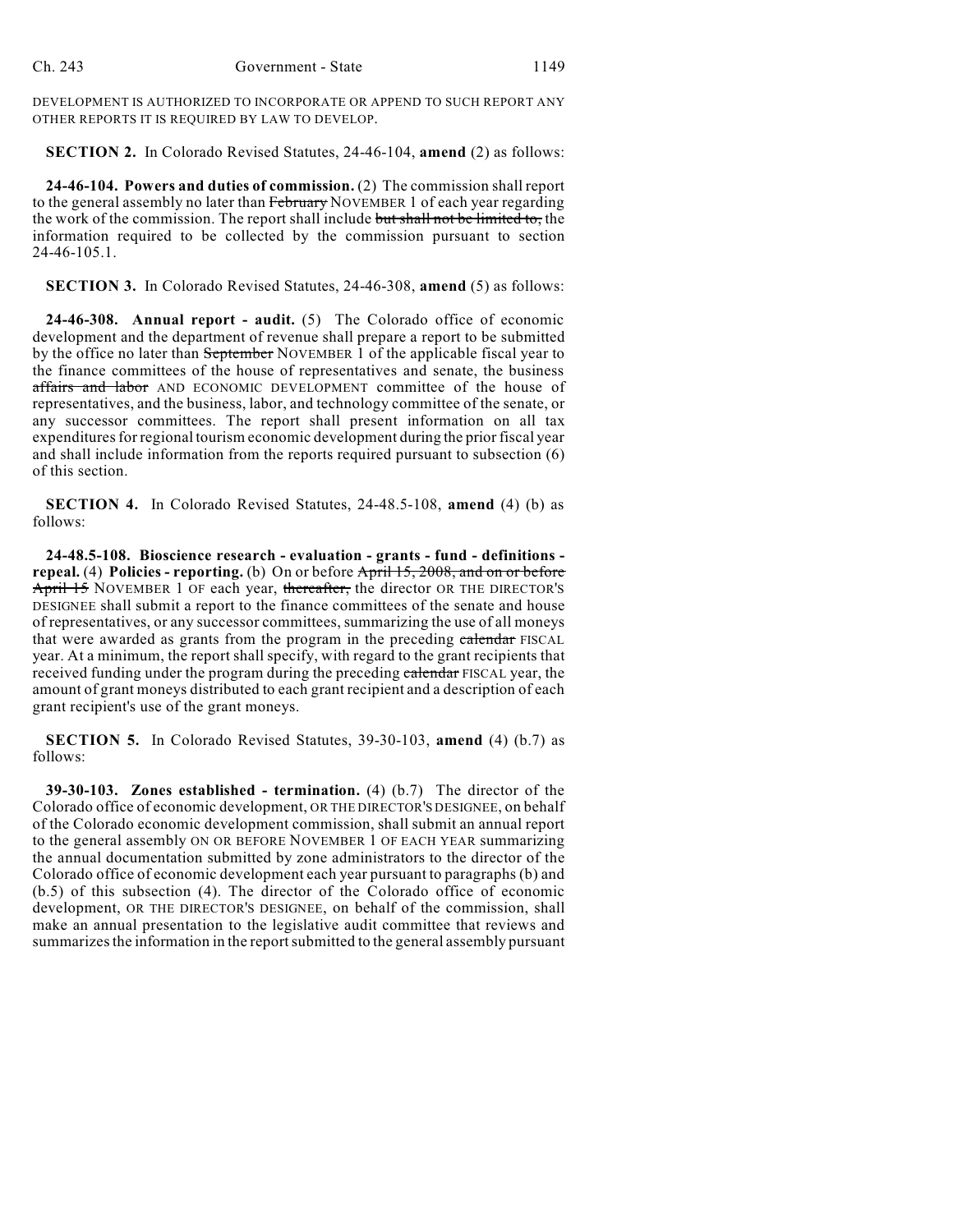DEVELOPMENT IS AUTHORIZED TO INCORPORATE OR APPEND TO SUCH REPORT ANY OTHER REPORTS IT IS REQUIRED BY LAW TO DEVELOP.

**SECTION 2.** In Colorado Revised Statutes, 24-46-104, **amend** (2) as follows:

**24-46-104. Powers and duties of commission.** (2) The commission shall report to the general assembly no later than ~~February~~ NOVEMBER 1 of each year regarding the work of the commission. The report shall include ~~but shall not be limited to,~~ the information required to be collected by the commission pursuant to section 24-46-105.1.

**SECTION 3.** In Colorado Revised Statutes, 24-46-308, **amend** (5) as follows:

**24-46-308. Annual report - audit.** (5) The Colorado office of economic development and the department of revenue shall prepare a report to be submitted by the office no later than ~~September~~ NOVEMBER 1 of the applicable fiscal year to the finance committees of the house of representatives and senate, the business ~~affairs and labor~~ AND ECONOMIC DEVELOPMENT committee of the house of representatives, and the business, labor, and technology committee of the senate, or any successor committees. The report shall present information on all tax expenditures for regional tourism economic development during the prior fiscal year and shall include information from the reports required pursuant to subsection (6) of this section.

**SECTION 4.** In Colorado Revised Statutes, 24-48.5-108, **amend** (4) (b) as follows:

**24-48.5-108. Bioscience research - evaluation - grants - fund - definitions - repeal.** (4) **Policies - reporting.** (b) On or before ~~April 15, 2008, and on or before April 15~~ NOVEMBER 1 OF each year, ~~thereafter,~~ the director OR THE DIRECTOR'S DESIGNEE shall submit a report to the finance committees of the senate and house of representatives, or any successor committees, summarizing the use of all moneys that were awarded as grants from the program in the preceding ~~calendar~~ FISCAL year. At a minimum, the report shall specify, with regard to the grant recipients that received funding under the program during the preceding ~~calendar~~ FISCAL year, the amount of grant moneys distributed to each grant recipient and a description of each grant recipient's use of the grant moneys.

**SECTION 5.** In Colorado Revised Statutes, 39-30-103, **amend** (4) (b.7) as follows:

**39-30-103. Zones established - termination.** (4) (b.7) The director of the Colorado office of economic development, OR THE DIRECTOR'S DESIGNEE, on behalf of the Colorado economic development commission, shall submit an annual report to the general assembly ON OR BEFORE NOVEMBER 1 OF EACH YEAR summarizing the annual documentation submitted by zone administrators to the director of the Colorado office of economic development each year pursuant to paragraphs (b) and (b.5) of this subsection (4). The director of the Colorado office of economic development, OR THE DIRECTOR'S DESIGNEE, on behalf of the commission, shall make an annual presentation to the legislative audit committee that reviews and summarizes the information in the report submitted to the general assembly pursuant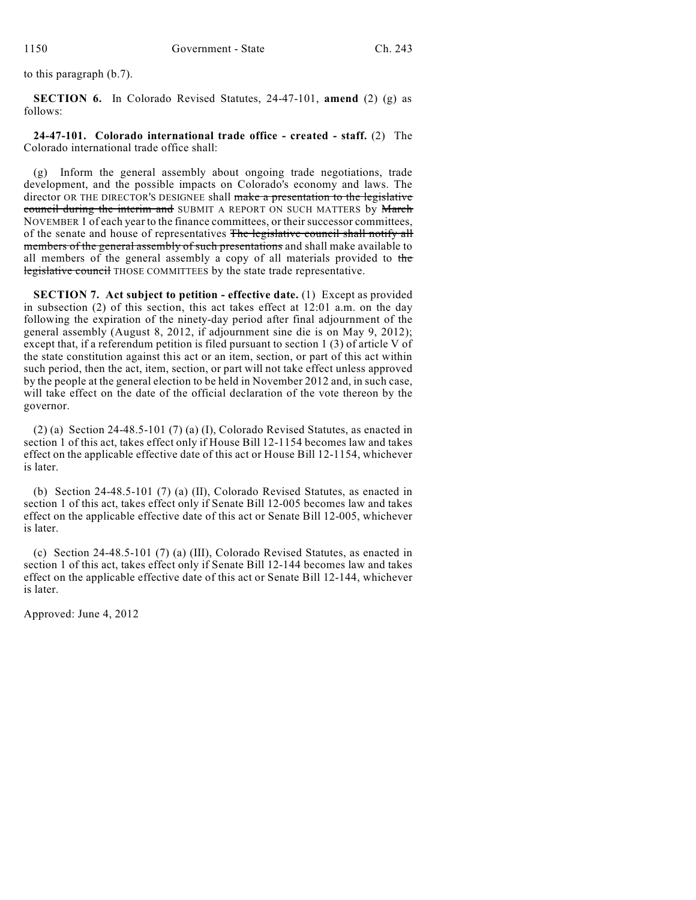to this paragraph (b.7).

**SECTION 6.** In Colorado Revised Statutes, 24-47-101, **amend** (2) (g) as follows:

**24-47-101. Colorado international trade office - created - staff.** (2) The Colorado international trade office shall:

(g) Inform the general assembly about ongoing trade negotiations, trade development, and the possible impacts on Colorado's economy and laws. The director OR THE DIRECTOR'S DESIGNEE shall ~~make a presentation to the legislative council during the interim and~~ SUBMIT A REPORT ON SUCH MATTERS by ~~March~~ NOVEMBER 1 of each year to the finance committees, or their successor committees, of the senate and house of representatives ~~The legislative council shall notify all members of the general assembly of such presentations~~ and shall make available to all members of the general assembly a copy of all materials provided to ~~the legislative council~~ THOSE COMMITTEES by the state trade representative.

**SECTION 7. Act subject to petition - effective date.** (1) Except as provided in subsection (2) of this section, this act takes effect at 12:01 a.m. on the day following the expiration of the ninety-day period after final adjournment of the general assembly (August 8, 2012, if adjournment sine die is on May 9, 2012); except that, if a referendum petition is filed pursuant to section 1 (3) of article V of the state constitution against this act or an item, section, or part of this act within such period, then the act, item, section, or part will not take effect unless approved by the people at the general election to be held in November 2012 and, in such case, will take effect on the date of the official declaration of the vote thereon by the governor.

(2) (a) Section 24-48.5-101 (7) (a) (I), Colorado Revised Statutes, as enacted in section 1 of this act, takes effect only if House Bill 12-1154 becomes law and takes effect on the applicable effective date of this act or House Bill 12-1154, whichever is later.

(b) Section 24-48.5-101 (7) (a) (II), Colorado Revised Statutes, as enacted in section 1 of this act, takes effect only if Senate Bill 12-005 becomes law and takes effect on the applicable effective date of this act or Senate Bill 12-005, whichever is later.

(c) Section 24-48.5-101 (7) (a) (III), Colorado Revised Statutes, as enacted in section 1 of this act, takes effect only if Senate Bill 12-144 becomes law and takes effect on the applicable effective date of this act or Senate Bill 12-144, whichever is later.

Approved: June 4, 2012